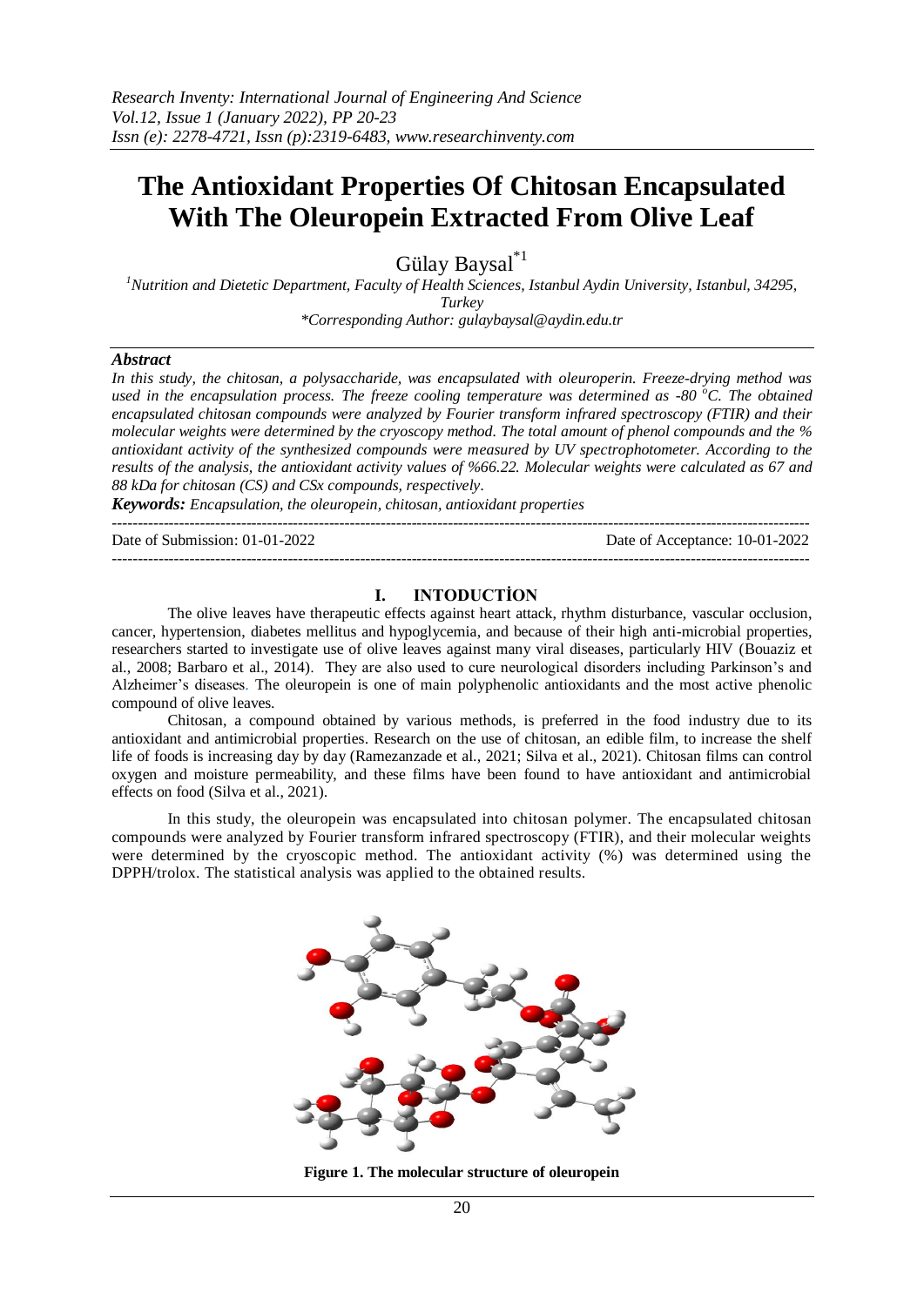# The Antioxidant Properties Of Chitosan Encapsulated With The Oleuropein Extracted From Olive Leaf

Gülay Baysal[*1]

[1]Nutrition and Dietetic Department, Faculty of Health Sciences, Istanbul Aydin University, Istanbul, 34295, Turkey

*Corresponding Author: gulaybaysal@aydin.edu.tr

### *Abstract*

*In this study, the chitosan, a polysaccharide, was encapsulated with oleuroperin. Freeze-drying method was used in the encapsulation process. The freeze cooling temperature was determined as -80 °C. The obtained encapsulated chitosan compounds were analyzed by Fourier transform infrared spectroscopy (FTIR) and their molecular weights were determined by the cryoscopy method. The total amount of phenol compounds and the % antioxidant activity of the synthesized compounds were measured by UV spectrophotometer. According to the results of the analysis, the antioxidant activity values of %66.22. Molecular weights were calculated as 67 and 88 kDa for chitosan (CS) and CSx compounds, respectively.*

***Keywords:*** *Encapsulation, the oleuropein, chitosan, antioxidant properties*

---

Date of Submission: 01-01-2022 Date of Acceptance: 10-01-2022

---

## I. INTODUCTİON

The olive leaves have therapeutic effects against heart attack, rhythm disturbance, vascular occlusion, cancer, hypertension, diabetes mellitus and hypoglycemia, and because of their high anti-microbial properties, researchers started to investigate use of olive leaves against many viral diseases, particularly HIV (Bouaziz et al., 2008; Barbaro et al., 2014). They are also used to cure neurological disorders including Parkinson's and Alzheimer's diseases. The oleuropein is one of main polyphenolic antioxidants and the most active phenolic compound of olive leaves.

Chitosan, a compound obtained by various methods, is preferred in the food industry due to its antioxidant and antimicrobial properties. Research on the use of chitosan, an edible film, to increase the shelf life of foods is increasing day by day (Ramezanzade et al., 2021; Silva et al., 2021). Chitosan films can control oxygen and moisture permeability, and these films have been found to have antioxidant and antimicrobial effects on food (Silva et al., 2021).

In this study, the oleuropein was encapsulated into chitosan polymer. The encapsulated chitosan compounds were analyzed by Fourier transform infrared spectroscopy (FTIR), and their molecular weights were determined by the cryoscopic method. The antioxidant activity (%) was determined using the DPPH/trolox. The statistical analysis was applied to the obtained results.

**Figure 1. The molecular structure of oleuropein**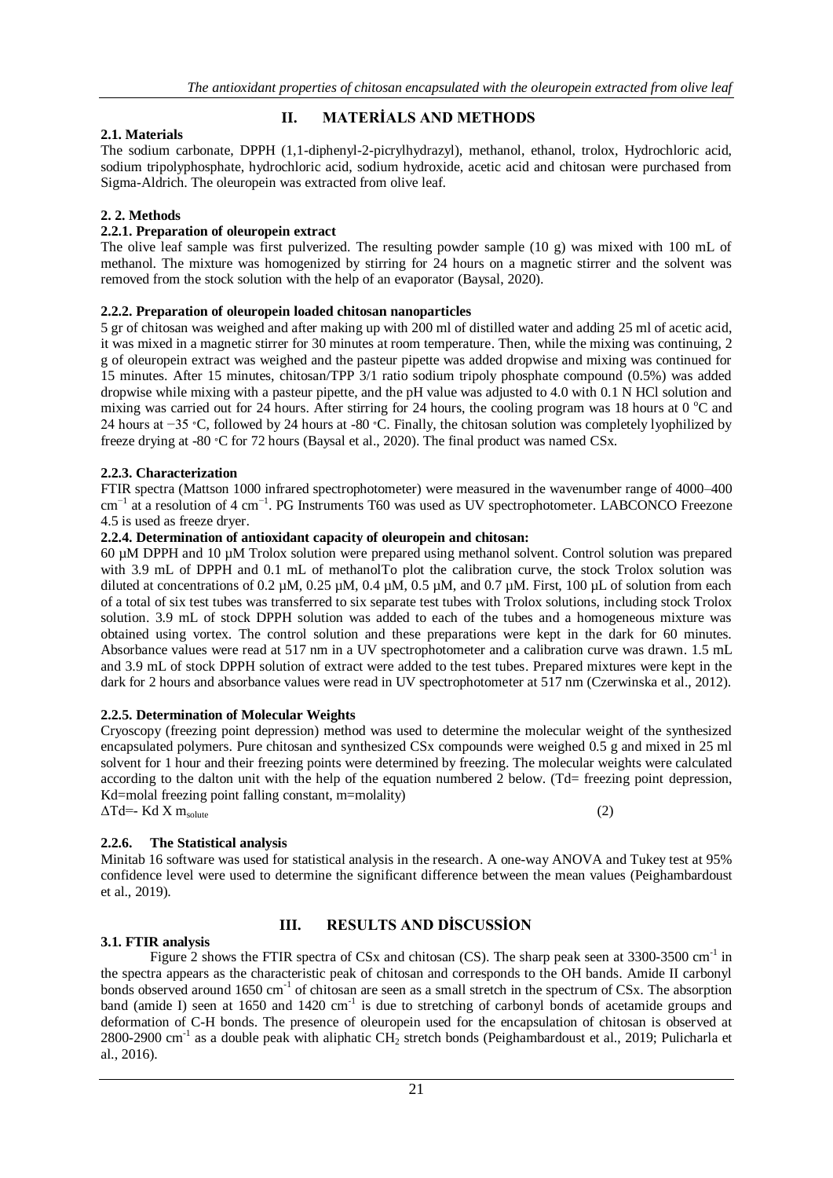## II. MATERİALS AND METHODS

### 2.1. Materials

The sodium carbonate, DPPH (1,1-diphenyl-2-picrylhydrazyl), methanol, ethanol, trolox, Hydrochloric acid, sodium tripolyphosphate, hydrochloric acid, sodium hydroxide, acetic acid and chitosan were purchased from Sigma-Aldrich. The oleuropein was extracted from olive leaf.

### 2. 2. Methods

#### 2.2.1. Preparation of oleuropein extract

The olive leaf sample was first pulverized. The resulting powder sample (10 g) was mixed with 100 mL of methanol. The mixture was homogenized by stirring for 24 hours on a magnetic stirrer and the solvent was removed from the stock solution with the help of an evaporator (Baysal, 2020).

#### 2.2.2. Preparation of oleuropein loaded chitosan nanoparticles

5 gr of chitosan was weighed and after making up with 200 ml of distilled water and adding 25 ml of acetic acid, it was mixed in a magnetic stirrer for 30 minutes at room temperature. Then, while the mixing was continuing, 2 g of oleuropein extract was weighed and the pasteur pipette was added dropwise and mixing was continued for 15 minutes. After 15 minutes, chitosan/TPP 3/1 ratio sodium tripoly phosphate compound (0.5%) was added dropwise while mixing with a pasteur pipette, and the pH value was adjusted to 4.0 with 0.1 N HCl solution and mixing was carried out for 24 hours. After stirring for 24 hours, the cooling program was 18 hours at 0 $^{o}$C and 24 hours at −35 ◦C, followed by 24 hours at -80 ◦C. Finally, the chitosan solution was completely lyophilized by freeze drying at -80 ◦C for 72 hours (Baysal et al., 2020). The final product was named CSx.

#### 2.2.3. Characterization

FTIR spectra (Mattson 1000 infrared spectrophotometer) were measured in the wavenumber range of 4000–400 $cm^{-1}$ at a resolution of 4 $cm^{-1}$. PG Instruments T60 was used as UV spectrophotometer. LABCONCO Freezone 4.5 is used as freeze dryer.

#### 2.2.4. Determination of antioxidant capacity of oleuropein and chitosan:

60 µM DPPH and 10 µM Trolox solution were prepared using methanol solvent. Control solution was prepared with 3.9 mL of DPPH and 0.1 mL of methanolTo plot the calibration curve, the stock Trolox solution was diluted at concentrations of 0.2 µM, 0.25 µM, 0.4 µM, 0.5 µM, and 0.7 µM. First, 100 µL of solution from each of a total of six test tubes was transferred to six separate test tubes with Trolox solutions, including stock Trolox solution. 3.9 mL of stock DPPH solution was added to each of the tubes and a homogeneous mixture was obtained using vortex. The control solution and these preparations were kept in the dark for 60 minutes. Absorbance values were read at 517 nm in a UV spectrophotometer and a calibration curve was drawn. 1.5 mL and 3.9 mL of stock DPPH solution of extract were added to the test tubes. Prepared mixtures were kept in the dark for 2 hours and absorbance values were read in UV spectrophotometer at 517 nm (Czerwinska et al., 2012).

#### 2.2.5. Determination of Molecular Weights

Cryoscopy (freezing point depression) method was used to determine the molecular weight of the synthesized encapsulated polymers. Pure chitosan and synthesized CSx compounds were weighed 0.5 g and mixed in 25 ml solvent for 1 hour and their freezing points were determined by freezing. The molecular weights were calculated according to the dalton unit with the help of the equation numbered 2 below. (Td= freezing point depression, Kd=molal freezing point falling constant, m=molality)

$$\Delta Td = - Kd \times m_{solute} \quad (2)$$

#### 2.2.6. The Statistical analysis

Minitab 16 software was used for statistical analysis in the research. A one-way ANOVA and Tukey test at 95% confidence level were used to determine the significant difference between the mean values (Peighambardoust et al., 2019).

## III. RESULTS AND DİSCUSSİON

### 3.1. FTIR analysis

Figure 2 shows the FTIR spectra of CSx and chitosan (CS). The sharp peak seen at 3300-3500 $cm^{-1}$ in the spectra appears as the characteristic peak of chitosan and corresponds to the OH bands. Amide II carbonyl bonds observed around 1650 $cm^{-1}$ of chitosan are seen as a small stretch in the spectrum of CSx. The absorption band (amide I) seen at 1650 and 1420 $cm^{-1}$ is due to stretching of carbonyl bonds of acetamide groups and deformation of C-H bonds. The presence of oleuropein used for the encapsulation of chitosan is observed at 2800-2900 $cm^{-1}$ as a double peak with aliphatic $CH_2$ stretch bonds (Peighambardoust et al., 2019; Pulicharla et al., 2016).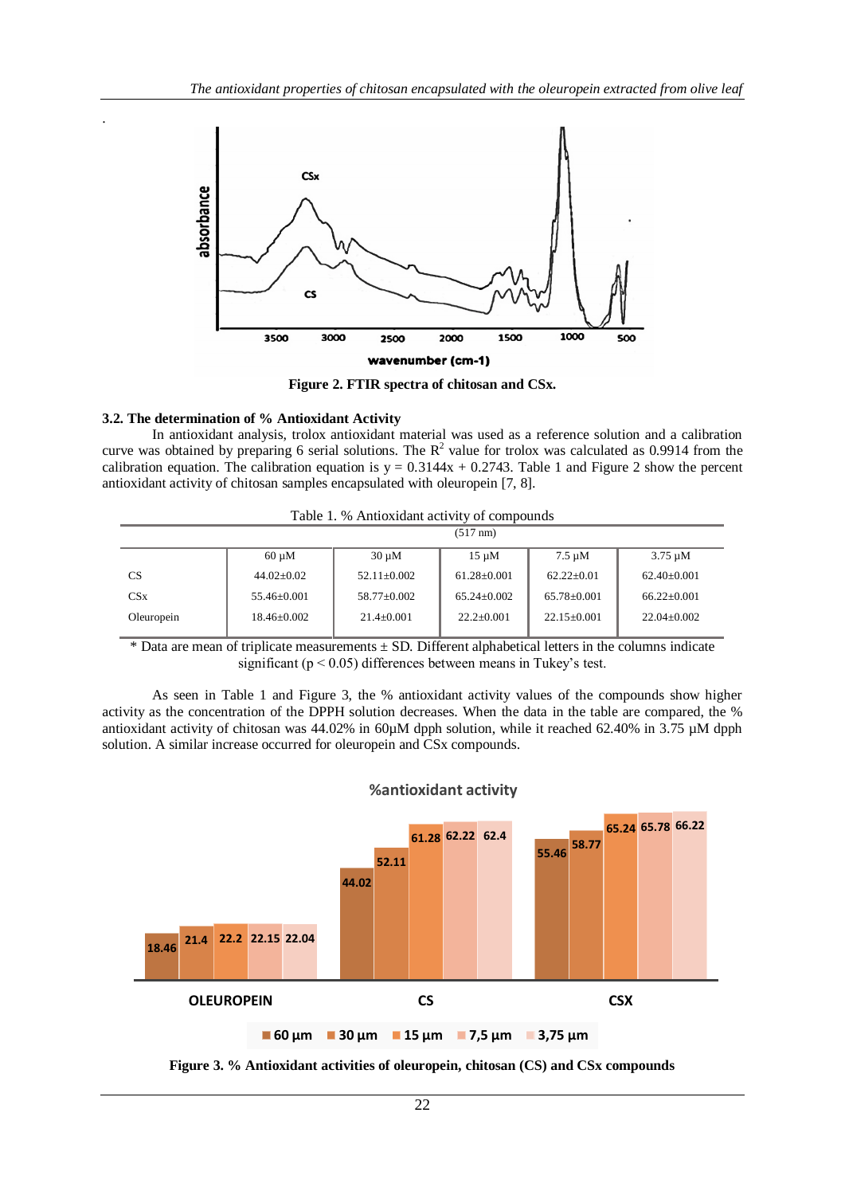Figure 2. FTIR spectra of chitosan and CSx.

### 3.2. The determination of % Antioxidant Activity

In antioxidant analysis, trolox antioxidant material was used as a reference solution and a calibration curve was obtained by preparing 6 serial solutions. The $R^2$ value for trolox was calculated as 0.9914 from the calibration equation. The calibration equation is $y = 0.3144x + 0.2743$. Table 1 and Figure 2 show the percent antioxidant activity of chitosan samples encapsulated with oleuropein [7, 8].

Table 1. % Antioxidant activity of compounds

| (517 nm) | | | | | |
|---|---|---|---|---|---|
| | 60 µM | 30 µM | 15 µM | 7.5 µM | 3.75 µM |
| CS | 44.02±0.02 | 52.11±0.002 | 61.28±0.001 | 62.22±0.01 | 62.40±0.001 |
| CSx | 55.46±0.001 | 58.77±0.002 | 65.24±0.002 | 65.78±0.001 | 66.22±0.001 |
| Oleuropein | 18.46±0.002 | 21.4±0.001 | 22.2±0.001 | 22.15±0.001 | 22.04±0.002 |

\* Data are mean of triplicate measurements ± SD. Different alphabetical letters in the columns indicate significant ($p < 0.05$) differences between means in Tukey's test.

As seen in Table 1 and Figure 3, the % antioxidant activity values of the compounds show higher activity as the concentration of the DPPH solution decreases. When the data in the table are compared, the % antioxidant activity of chitosan was 44.02% in 60µM dpph solution, while it reached 62.40% in 3.75 µM dpph solution. A similar increase occurred for oleuropein and CSx compounds.

Figure 3. % Antioxidant activities of oleuropein, chitosan (CS) and CSx compounds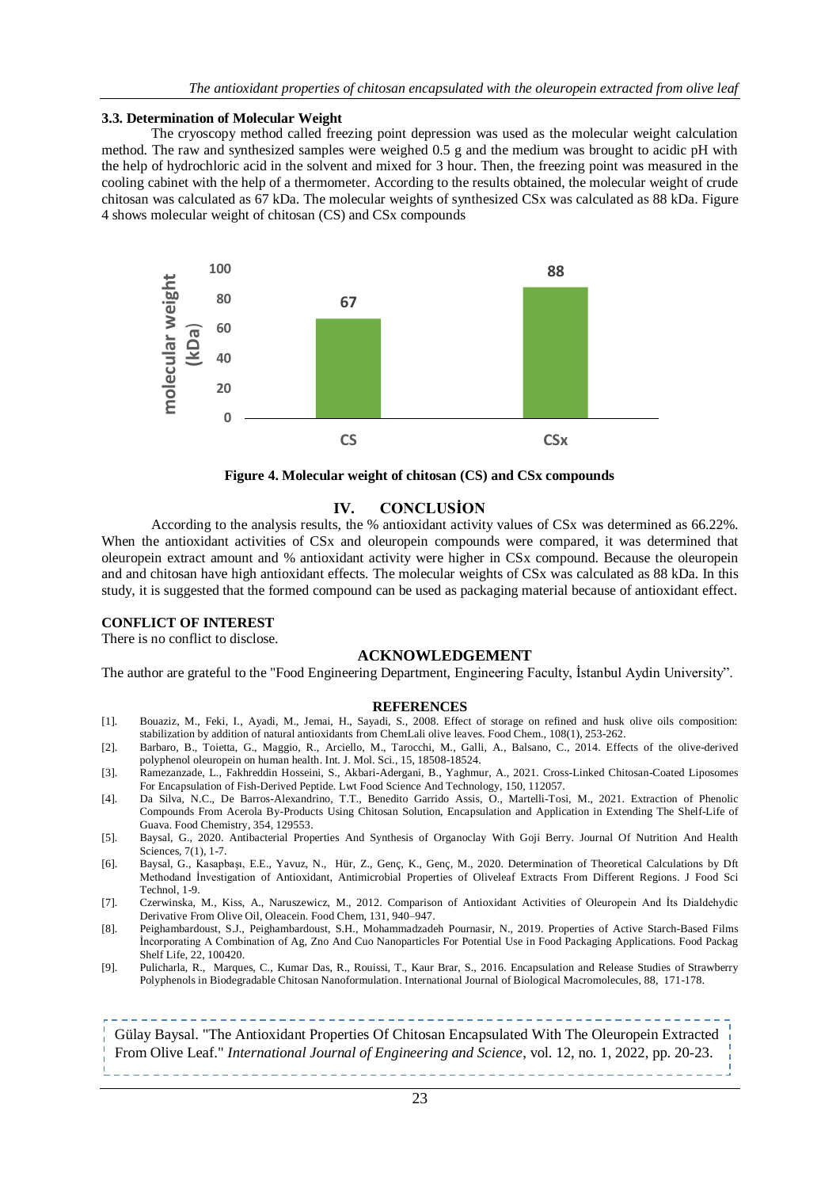### 3.3. Determination of Molecular Weight

The cryoscopy method called freezing point depression was used as the molecular weight calculation method. The raw and synthesized samples were weighed 0.5 g and the medium was brought to acidic pH with the help of hydrochloric acid in the solvent and mixed for 3 hour. Then, the freezing point was measured in the cooling cabinet with the help of a thermometer. According to the results obtained, the molecular weight of crude chitosan was calculated as 67 kDa. The molecular weights of synthesized CSx was calculated as 88 kDa. Figure 4 shows molecular weight of chitosan (CS) and CSx compounds

molecular weight (kDa)

0
20
40
60
80
100

67
88

CS
CSx

**Figure 4. Molecular weight of chitosan (CS) and CSx compounds**

## IV. CONCLUSİON

According to the analysis results, the % antioxidant activity values of CSx was determined as 66.22%. When the antioxidant activities of CSx and oleuropein compounds were compared, it was determined that oleuropein extract amount and % antioxidant activity were higher in CSx compound. Because the oleuropein and and chitosan have high antioxidant effects. The molecular weights of CSx was calculated as 88 kDa. In this study, it is suggested that the formed compound can be used as packaging material because of antioxidant effect.

**CONFLICT OF INTEREST**

There is no conflict to disclose.

**ACKNOWLEDGEMENT**

The author are grateful to the "Food Engineering Department, Engineering Faculty, İstanbul Aydin University".

**REFERENCES**

[1]. Bouaziz, M., Feki, I., Ayadi, M., Jemai, H., Sayadi, S., 2008. Effect of storage on refined and husk olive oils composition: stabilization by addition of natural antioxidants from ChemLali olive leaves. Food Chem., 108(1), 253-262.

[2]. Barbaro, B., Toietta, G., Maggio, R., Arciello, M., Tarocchi, M., Galli, A., Balsano, C., 2014. Effects of the olive-derived polyphenol oleuropein on human health. Int. J. Mol. Sci., 15, 18508-18524.

[3]. Ramezanzade, L., Fakhreddin Hosseini, S., Akbari-Adergani, B., Yaghmur, A., 2021. Cross-Linked Chitosan-Coated Liposomes For Encapsulation of Fish-Derived Peptide. Lwt Food Science And Technology, 150, 112057.

[4]. Da Silva, N.C., De Barros-Alexandrino, T.T., Benedito Garrido Assis, O., Martelli-Tosi, M., 2021. Extraction of Phenolic Compounds From Acerola By-Products Using Chitosan Solution, Encapsulation and Application in Extending The Shelf-Life of Guava. Food Chemistry, 354, 129553.

[5]. Baysal, G., 2020. Antibacterial Properties And Synthesis of Organoclay With Goji Berry. Journal Of Nutrition And Health Sciences, 7(1), 1-7.

[6]. Baysal, G., Kasapbaşı, E.E., Yavuz, N., Hür, Z., Genç, K., Genç, M., 2020. Determination of Theoretical Calculations by Dft Methodand İnvestigation of Antioxidant, Antimicrobial Properties of Oliveleaf Extracts From Different Regions. J Food Sci Technol, 1-9.

[7]. Czerwinska, M., Kiss, A., Naruszewicz, M., 2012. Comparison of Antioxidant Activities of Oleuropein And İts Dialdehydic Derivative From Olive Oil, Oleacein. Food Chem, 131, 940–947.

[8]. Peighambardoust, S.J., Peighambardoust, S.H., Mohammadzadeh Pournasir, N., 2019. Properties of Active Starch-Based Films İncorporating A Combination of Ag, Zno And Cuo Nanoparticles For Potential Use in Food Packaging Applications. Food Packag Shelf Life, 22, 100420.

[9]. Pulicharla, R., Marques, C., Kumar Das, R., Rouissi, T., Kaur Brar, S., 2016. Encapsulation and Release Studies of Strawberry Polyphenols in Biodegradable Chitosan Nanoformulation. International Journal of Biological Macromolecules, 88, 171-178.

Gülay Baysal. "The Antioxidant Properties Of Chitosan Encapsulated With The Oleuropein Extracted From Olive Leaf." *International Journal of Engineering and Science*, vol. 12, no. 1, 2022, pp. 20-23.